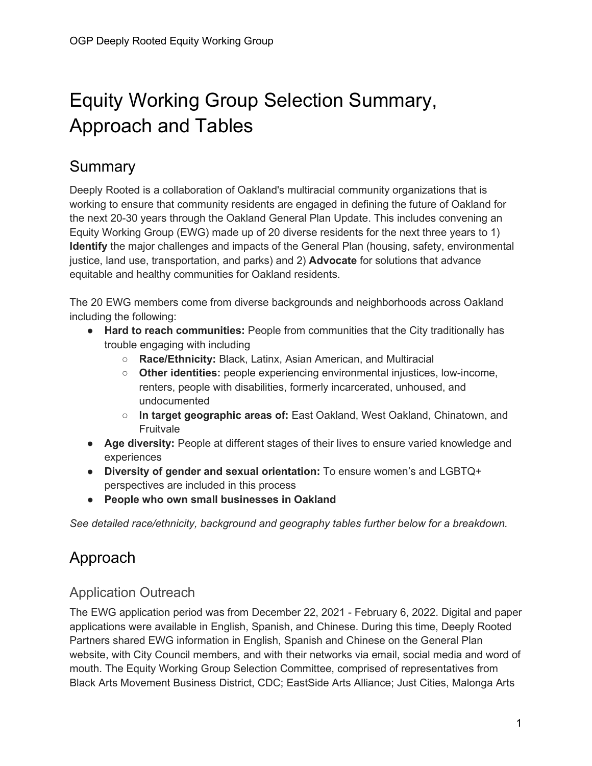# Equity Working Group Selection Summary, Approach and Tables

## Summary

Deeply Rooted is a collaboration of Oakland's multiracial community organizations that is working to ensure that community residents are engaged in defining the future of Oakland for the next 20-30 years through the Oakland General Plan Update. This includes convening an Equity Working Group (EWG) made up of 20 diverse residents for the next three years to 1) **Identify** the major challenges and impacts of the General Plan (housing, safety, environmental justice, land use, transportation, and parks) and 2) **Advocate** for solutions that advance equitable and healthy communities for Oakland residents.

The 20 EWG members come from diverse backgrounds and neighborhoods across Oakland including the following:

- **Hard to reach communities:** People from communities that the City traditionally has trouble engaging with including
    - **Race/Ethnicity:** Black, Latinx, Asian American, and Multiracial
    - **Other identities:** people experiencing environmental injustices, low-income, renters, people with disabilities, formerly incarcerated, unhoused, and undocumented
    - **In target geographic areas of:** East Oakland, West Oakland, Chinatown, and Fruitvale
- **Age diversity:** People at different stages of their lives to ensure varied knowledge and experiences
- **Diversity of gender and sexual orientation:** To ensure women's and LGBTQ+ perspectives are included in this process
- **People who own small businesses in Oakland**

*See detailed race/ethnicity, background and geography tables further below for a breakdown.*

## Approach

### Application Outreach

The EWG application period was from December 22, 2021 - February 6, 2022. Digital and paper applications were available in English, Spanish, and Chinese. During this time, Deeply Rooted Partners shared EWG information in English, Spanish and Chinese on the General Plan website, with City Council members, and with their networks via email, social media and word of mouth. The Equity Working Group Selection Committee, comprised of representatives from Black Arts Movement Business District, CDC; EastSide Arts Alliance; Just Cities, Malonga Arts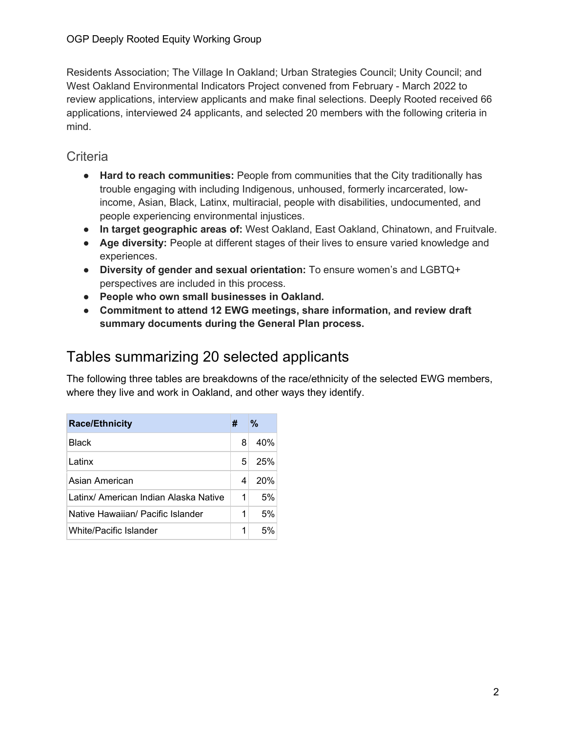Residents Association; The Village In Oakland; Urban Strategies Council; Unity Council; and West Oakland Environmental Indicators Project convened from February - March 2022 to review applications, interview applicants and make final selections. Deeply Rooted received 66 applications, interviewed 24 applicants, and selected 20 members with the following criteria in mind.

### Criteria

- **Hard to reach communities:** People from communities that the City traditionally has trouble engaging with including Indigenous, unhoused, formerly incarcerated, low-income, Asian, Black, Latinx, multiracial, people with disabilities, undocumented, and people experiencing environmental injustices.
- **In target geographic areas of:** West Oakland, East Oakland, Chinatown, and Fruitvale.
- **Age diversity:** People at different stages of their lives to ensure varied knowledge and experiences.
- **Diversity of gender and sexual orientation:** To ensure women's and LGBTQ+ perspectives are included in this process.
- **People who own small businesses in Oakland.**
- **Commitment to attend 12 EWG meetings, share information, and review draft summary documents during the General Plan process.**

## Tables summarizing 20 selected applicants

The following three tables are breakdowns of the race/ethnicity of the selected EWG members, where they live and work in Oakland, and other ways they identify.

| Race/Ethnicity | # | % |
|---|---|---|
| Black | 8 | 40% |
| Latinx | 5 | 25% |
| Asian American | 4 | 20% |
| Latinx/ American Indian Alaska Native | 1 | 5% |
| Native Hawaiian/ Pacific Islander | 1 | 5% |
| White/Pacific Islander | 1 | 5% |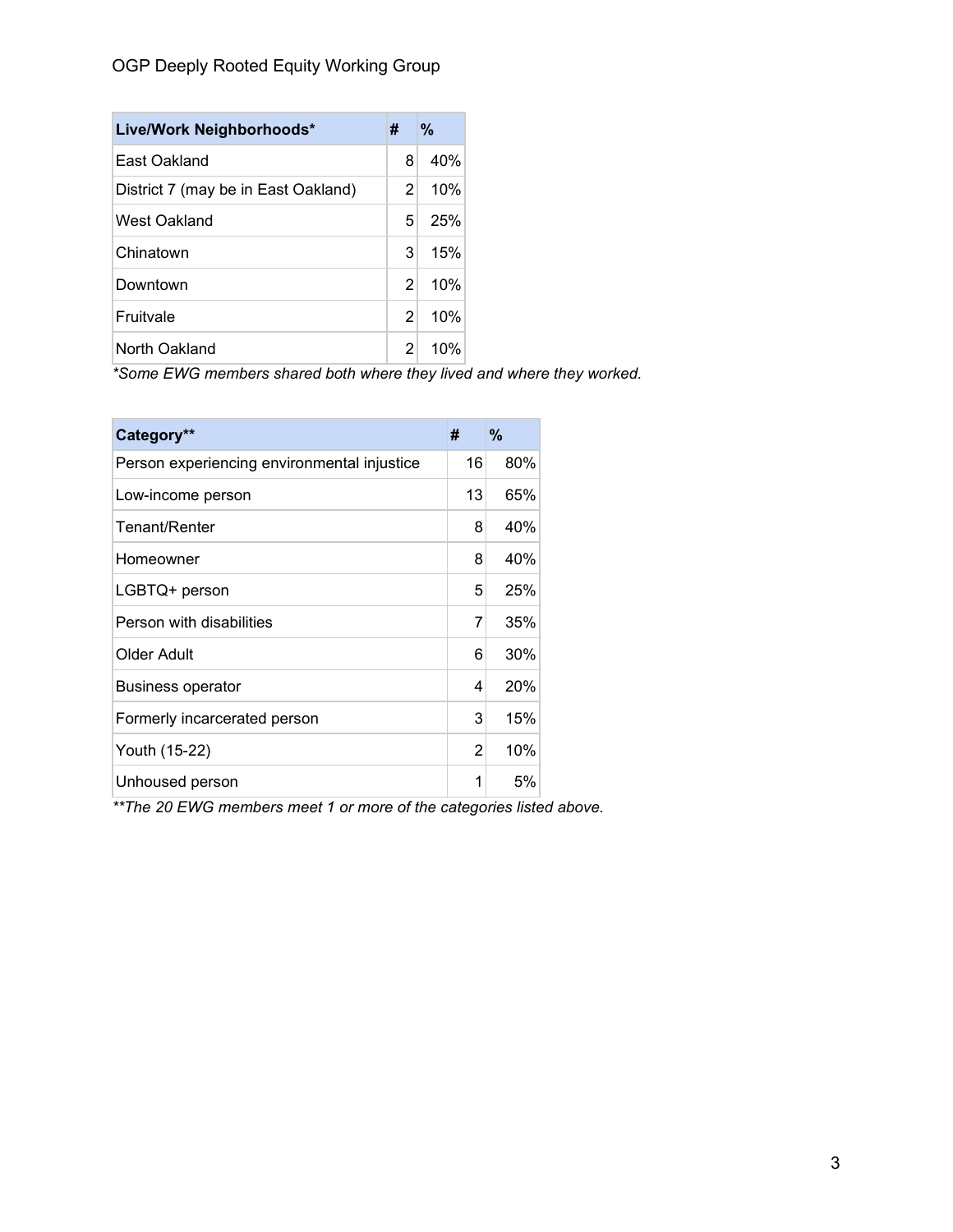| Live/Work Neighborhoods* | # | % |
|---|---|---|
| East Oakland | 8 | 40% |
| District 7 (may be in East Oakland) | 2 | 10% |
| West Oakland | 5 | 25% |
| Chinatown | 3 | 15% |
| Downtown | 2 | 10% |
| Fruitvale | 2 | 10% |
| North Oakland | 2 | 10% |

*\*Some EWG members shared both where they lived and where they worked.*

| Category** | # | % |
|---|---|---|
| Person experiencing environmental injustice | 16 | 80% |
| Low-income person | 13 | 65% |
| Tenant/Renter | 8 | 40% |
| Homeowner | 8 | 40% |
| LGBTQ+ person | 5 | 25% |
| Person with disabilities | 7 | 35% |
| Older Adult | 6 | 30% |
| Business operator | 4 | 20% |
| Formerly incarcerated person | 3 | 15% |
| Youth (15-22) | 2 | 10% |
| Unhoused person | 1 | 5% |

*\*\*The 20 EWG members meet 1 or more of the categories listed above.*